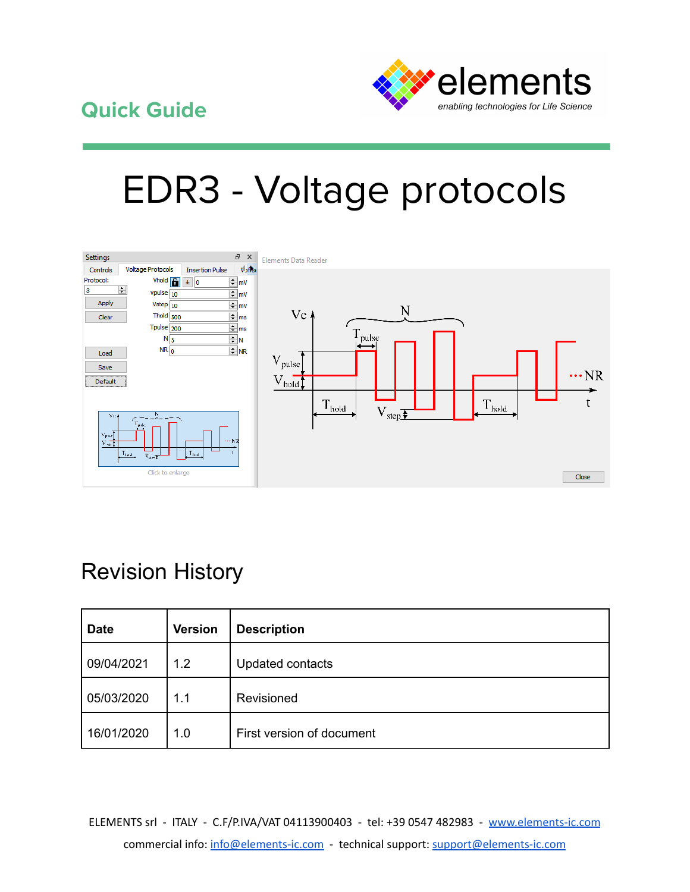Quick Guide

# EDR3 - Voltage protocols

## Revision History

| Date | Version | Description |
|---|---|---|
| 09/04/2021 | 1.2 | Updated contacts |
| 05/03/2020 | 1.1 | Revisioned |
| 16/01/2020 | 1.0 | First version of document |

ELEMENTS srl - ITALY - C.F/P.IVA/VAT 04113900403 - tel: +39 0547 482983 - www.elements-ic.com

commercial info: info@elements-ic.com - technical support: support@elements-ic.com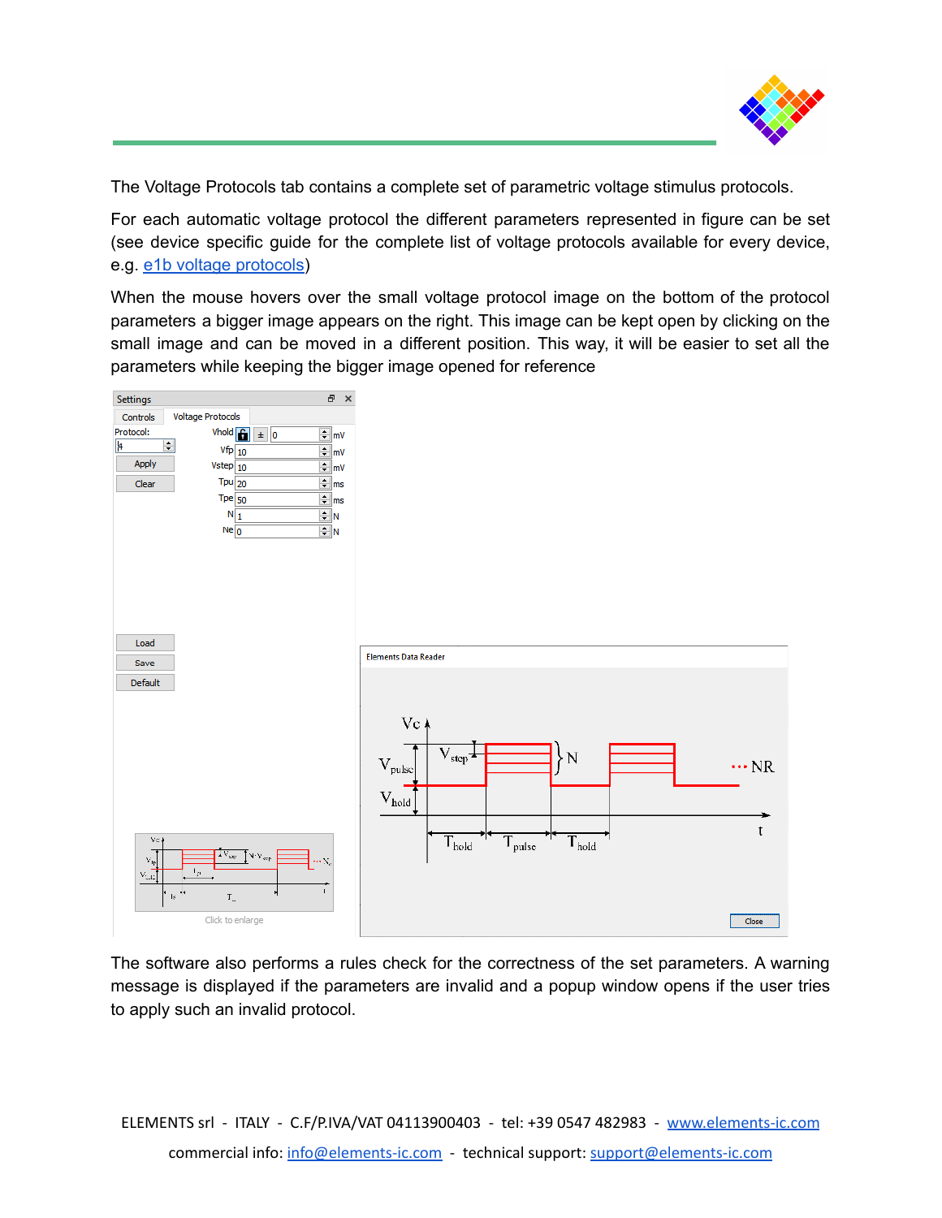The Voltage Protocols tab contains a complete set of parametric voltage stimulus protocols.

For each automatic voltage protocol the different parameters represented in figure can be set (see device specific guide for the complete list of voltage protocols available for every device, e.g. [e1b voltage protocols](#))

When the mouse hovers over the small voltage protocol image on the bottom of the protocol parameters a bigger image appears on the right. This image can be kept open by clicking on the small image and can be moved in a different position. This way, it will be easier to set all the parameters while keeping the bigger image opened for reference

The software also performs a rules check for the correctness of the set parameters. A warning message is displayed if the parameters are invalid and a popup window opens if the user tries to apply such an invalid protocol.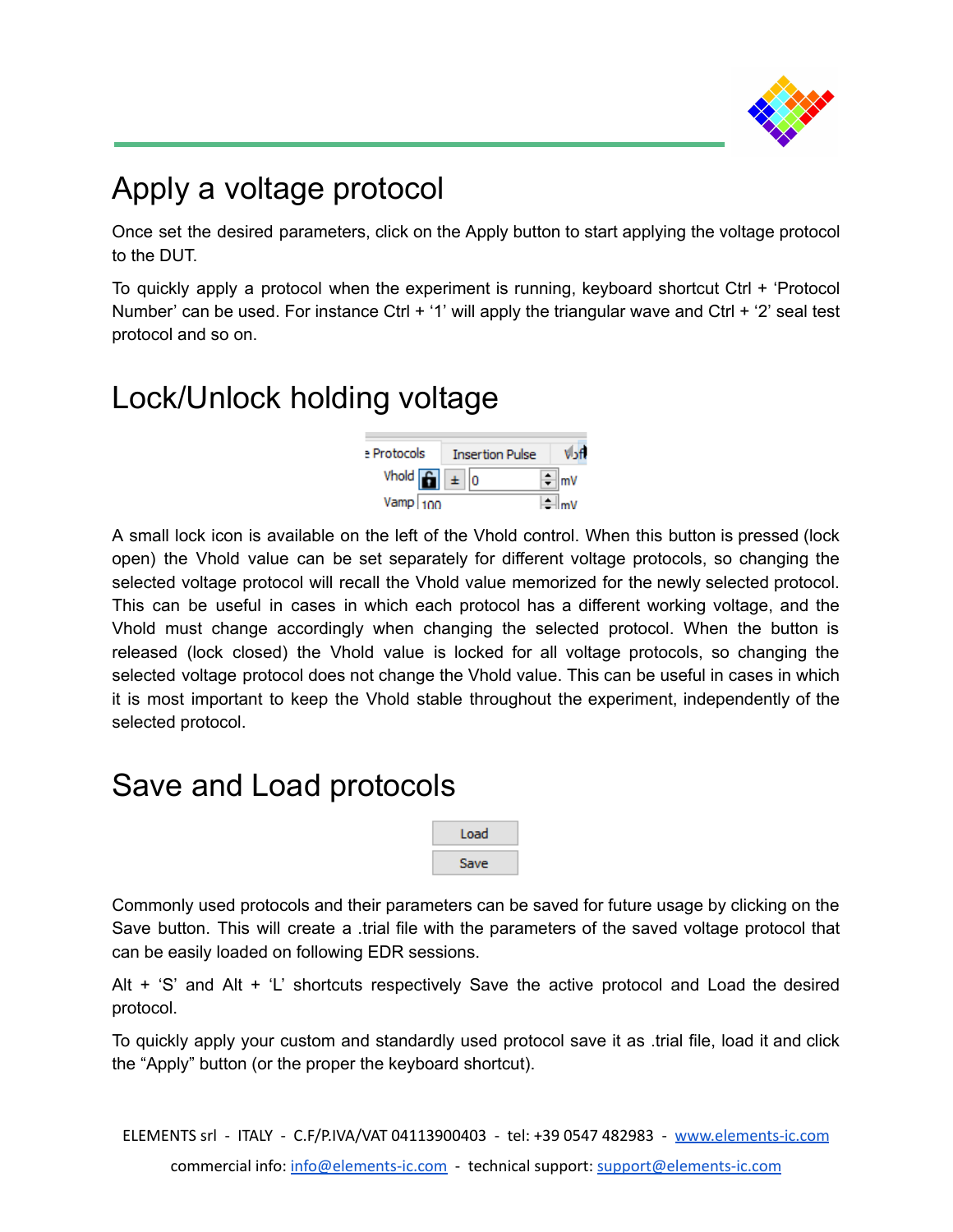# Apply a voltage protocol

Once set the desired parameters, click on the Apply button to start applying the voltage protocol to the DUT.

To quickly apply a protocol when the experiment is running, keyboard shortcut Ctrl + 'Protocol Number' can be used. For instance Ctrl + '1' will apply the triangular wave and Ctrl + '2' seal test protocol and so on.

# Lock/Unlock holding voltage

A small lock icon is available on the left of the Vhold control. When this button is pressed (lock open) the Vhold value can be set separately for different voltage protocols, so changing the selected voltage protocol will recall the Vhold value memorized for the newly selected protocol. This can be useful in cases in which each protocol has a different working voltage, and the Vhold must change accordingly when changing the selected protocol. When the button is released (lock closed) the Vhold value is locked for all voltage protocols, so changing the selected voltage protocol does not change the Vhold value. This can be useful in cases in which it is most important to keep the Vhold stable throughout the experiment, independently of the selected protocol.

# Save and Load protocols

Commonly used protocols and their parameters can be saved for future usage by clicking on the Save button. This will create a .trial file with the parameters of the saved voltage protocol that can be easily loaded on following EDR sessions.

Alt + 'S' and Alt + 'L' shortcuts respectively Save the active protocol and Load the desired protocol.

To quickly apply your custom and standardly used protocol save it as .trial file, load it and click the "Apply" button (or the proper the keyboard shortcut).